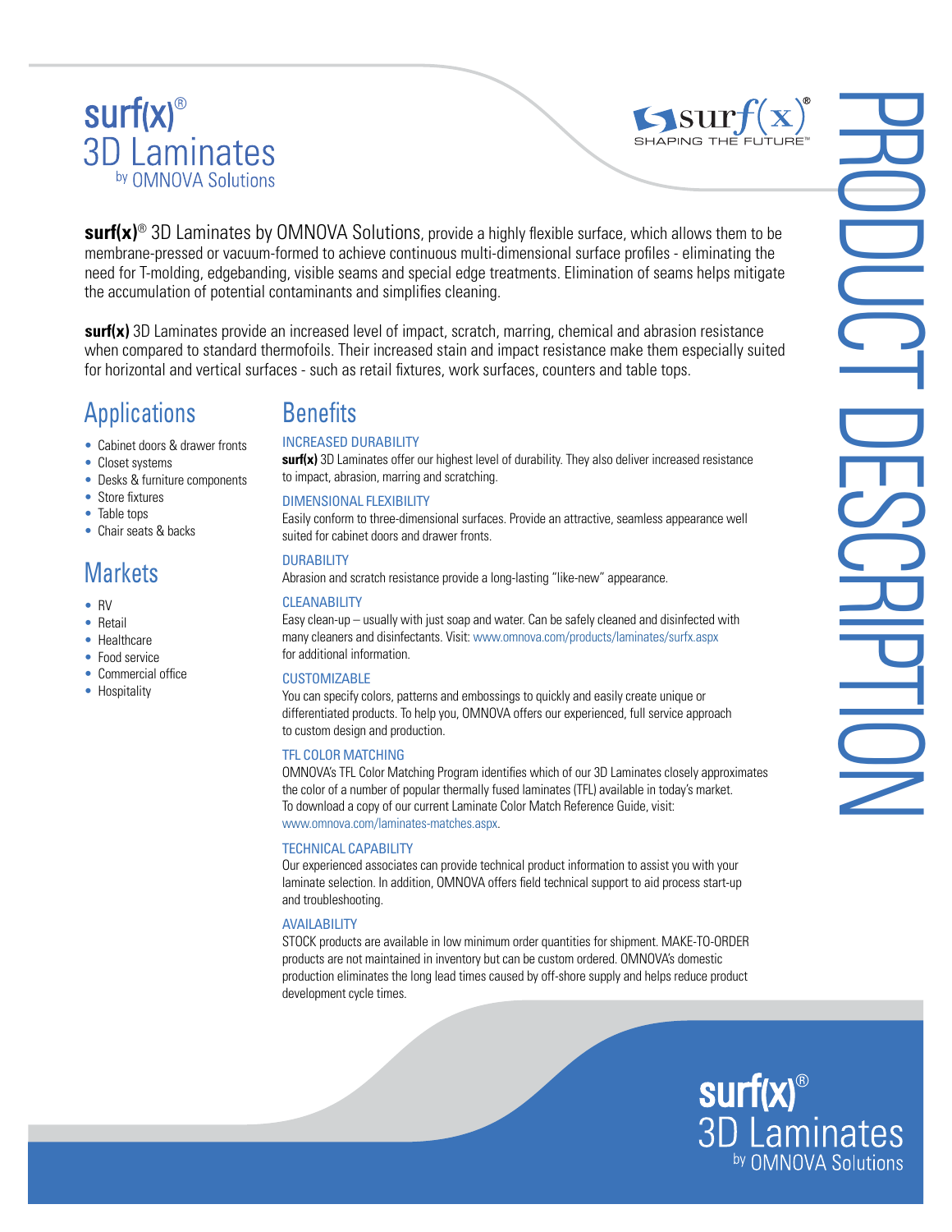# surf(x)® 3D Laminates by OMNOVA Solutions

surf(x)® SHAPING THE FUTURE™

PRODUCT DESCRIPTION

**surf(x)**® 3D Laminates by OMNOVA Solutions, provide a highly flexible surface, which allows them to be membrane-pressed or vacuum-formed to achieve continuous multi-dimensional surface profiles - eliminating the need for T-molding, edgebanding, visible seams and special edge treatments. Elimination of seams helps mitigate the accumulation of potential contaminants and simplifies cleaning.

**surf(x)** 3D Laminates provide an increased level of impact, scratch, marring, chemical and abrasion resistance when compared to standard thermofoils. Their increased stain and impact resistance make them especially suited for horizontal and vertical surfaces - such as retail fixtures, work surfaces, counters and table tops.

## Applications

- Cabinet doors & drawer fronts
- Closet systems
- Desks & furniture components
- Store fixtures
- Table tops
- Chair seats & backs

## Markets

- RV
- Retail
- Healthcare
- Food service
- Commercial office
- Hospitality

## Benefits

### INCREASED DURABILITY

**surf(x)** 3D Laminates offer our highest level of durability. They also deliver increased resistance to impact, abrasion, marring and scratching.

### DIMENSIONAL FLEXIBILITY

Easily conform to three-dimensional surfaces. Provide an attractive, seamless appearance well suited for cabinet doors and drawer fronts.

### DURABILITY

Abrasion and scratch resistance provide a long-lasting "like-new" appearance.

### CLEANABILITY

Easy clean-up – usually with just soap and water. Can be safely cleaned and disinfected with many cleaners and disinfectants. Visit: www.omnova.com/products/laminates/surfx.aspx for additional information.

### CUSTOMIZABLE

You can specify colors, patterns and embossings to quickly and easily create unique or differentiated products. To help you, OMNOVA offers our experienced, full service approach to custom design and production.

### TFL COLOR MATCHING

OMNOVA's TFL Color Matching Program identifies which of our 3D Laminates closely approximates the color of a number of popular thermally fused laminates (TFL) available in today's market. To download a copy of our current Laminate Color Match Reference Guide, visit: www.omnova.com/laminates-matches.aspx.

### TECHNICAL CAPABILITY

Our experienced associates can provide technical product information to assist you with your laminate selection. In addition, OMNOVA offers field technical support to aid process start-up and troubleshooting.

### AVAILABILITY

STOCK products are available in low minimum order quantities for shipment. MAKE-TO-ORDER products are not maintained in inventory but can be custom ordered. OMNOVA's domestic production eliminates the long lead times caused by off-shore supply and helps reduce product development cycle times.

surf(x)® 3D Laminates by OMNOVA Solutions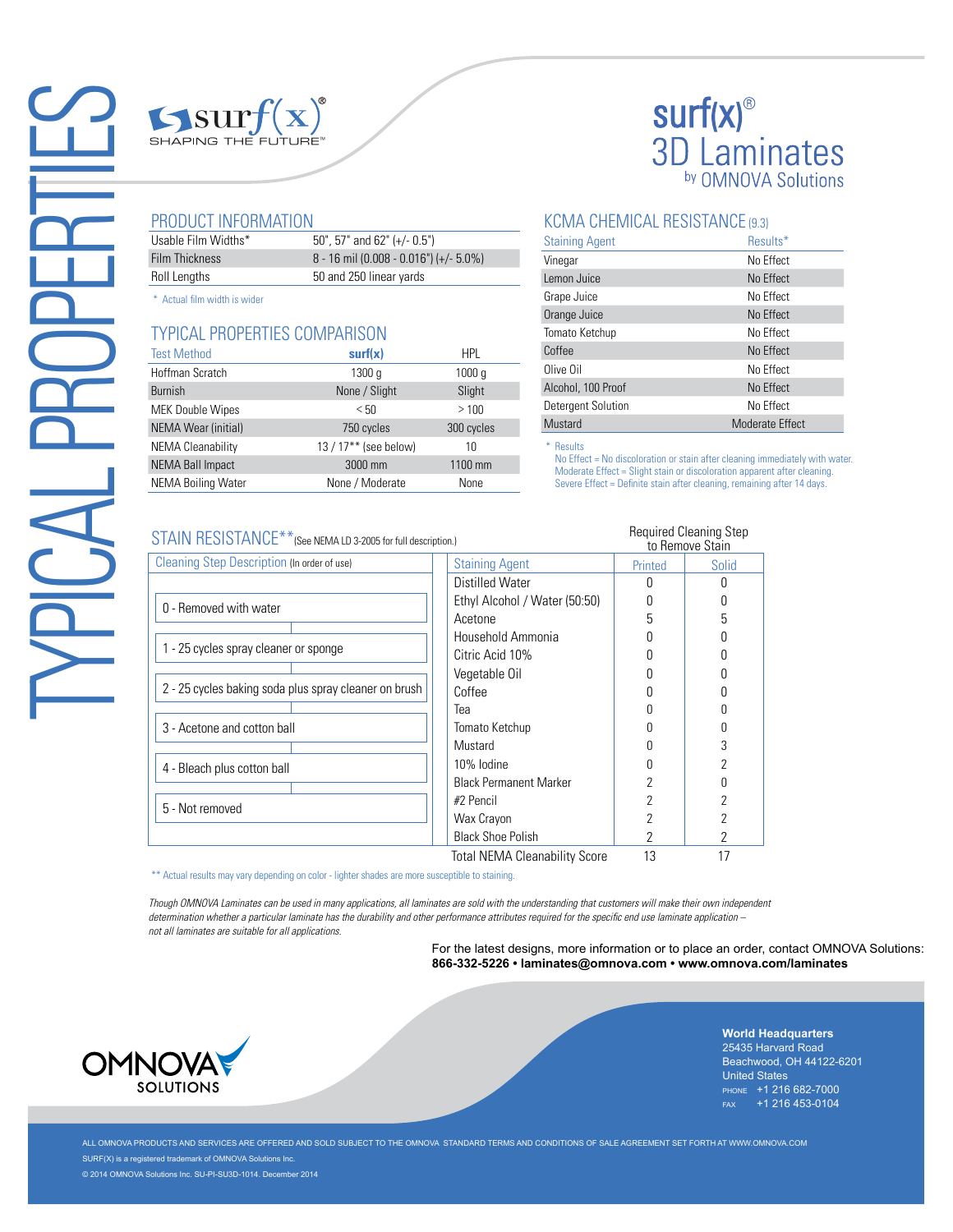# TYPICAL PROPERTIES

surf(x)®
SHAPING THE FUTURE™

**surf(x)® 3D Laminates** by OMNOVA Solutions

## PRODUCT INFORMATION

| | |
|---|---|
| Usable Film Widths* | 50", 57" and 62" (+/- 0.5") |
| Film Thickness | 8 - 16 mil (0.008 - 0.016") (+/- 5.0%) |
| Roll Lengths | 50 and 250 linear yards |

\* Actual film width is wider

## TYPICAL PROPERTIES COMPARISON

| Test Method | surf(x) | HPL |
|---|---|---|
| Hoffman Scratch | 1300 g | 1000 g |
| Burnish | None / Slight | Slight |
| MEK Double Wipes | < 50 | > 100 |
| NEMA Wear (initial) | 750 cycles | 300 cycles |
| NEMA Cleanability | 13 / 17** (see below) | 10 |
| NEMA Ball Impact | 3000 mm | 1100 mm |
| NEMA Boiling Water | None / Moderate | None |

## KCMA CHEMICAL RESISTANCE (9.3)

| Staining Agent | Results* |
|---|---|
| Vinegar | No Effect |
| Lemon Juice | No Effect |
| Grape Juice | No Effect |
| Orange Juice | No Effect |
| Tomato Ketchup | No Effect |
| Coffee | No Effect |
| Olive Oil | No Effect |
| Alcohol, 100 Proof | No Effect |
| Detergent Solution | No Effect |
| Mustard | Moderate Effect |

\* Results
No Effect = No discoloration or stain after cleaning immediately with water.
Moderate Effect = Slight stain or discoloration apparent after cleaning.
Severe Effect = Definite stain after cleaning, remaining after 14 days.

## STAIN RESISTANCE** (See NEMA LD 3-2005 for full description.)

**Cleaning Step Description** (In order of use)

- 0 - Removed with water
- 1 - 25 cycles spray cleaner or sponge
- 2 - 25 cycles baking soda plus spray cleaner on brush
- 3 - Acetone and cotton ball
- 4 - Bleach plus cotton ball
- 5 - Not removed

| Staining Agent | Required Cleaning Step to Remove Stain: Printed | Solid |
|---|---|---|
| Distilled Water | 0 | 0 |
| Ethyl Alcohol / Water (50:50) | 0 | 0 |
| Acetone | 5 | 5 |
| Household Ammonia | 0 | 0 |
| Citric Acid 10% | 0 | 0 |
| Vegetable Oil | 0 | 0 |
| Coffee | 0 | 0 |
| Tea | 0 | 0 |
| Tomato Ketchup | 0 | 0 |
| Mustard | 0 | 3 |
| 10% Iodine | 0 | 2 |
| Black Permanent Marker | 2 | 0 |
| #2 Pencil | 2 | 2 |
| Wax Crayon | 2 | 2 |
| Black Shoe Polish | 2 | 2 |
| Total NEMA Cleanability Score | 13 | 17 |

** Actual results may vary depending on color - lighter shades are more susceptible to staining.

*Though OMNOVA Laminates can be used in many applications, all laminates are sold with the understanding that customers will make their own independent determination whether a particular laminate has the durability and other performance attributes required for the specific end use laminate application – not all laminates are suitable for all applications.*

For the latest designs, more information or to place an order, contact OMNOVA Solutions:
**866-332-5226 • laminates@omnova.com • www.omnova.com/laminates**

OMNOVA SOLUTIONS

**World Headquarters**
25435 Harvard Road
Beachwood, OH 44122-6201
United States
PHONE +1 216 682-7000
FAX +1 216 453-0104

ALL OMNOVA PRODUCTS AND SERVICES ARE OFFERED AND SOLD SUBJECT TO THE OMNOVA STANDARD TERMS AND CONDITIONS OF SALE AGREEMENT SET FORTH AT WWW.OMNOVA.COM
SURF(X) is a registered trademark of OMNOVA Solutions Inc.
© 2014 OMNOVA Solutions Inc. SU-PI-SU3D-1014. December 2014